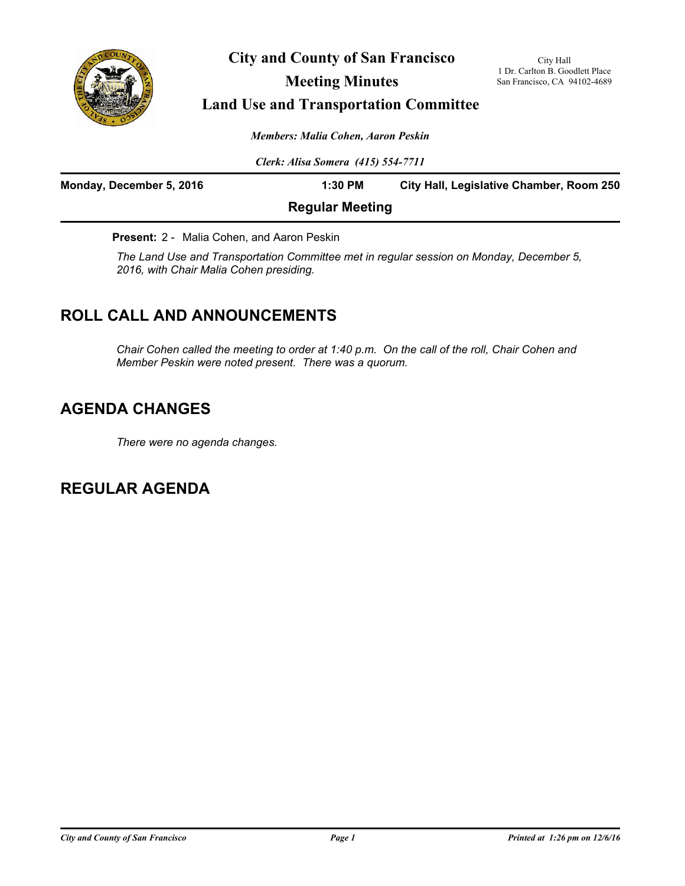# City and County of San Francisco

## Meeting Minutes

## Land Use and Transportation Committee

City Hall
1 Dr. Carlton B. Goodlett Place
San Francisco, CA 94102-4689

*Members: Malia Cohen, Aaron Peskin*

*Clerk: Alisa Somera (415) 554-7711*

**Monday, December 5, 2016** **1:30 PM** **City Hall, Legislative Chamber, Room 250**

**Regular Meeting**

**Present:** 2 - Malia Cohen, and Aaron Peskin

*The Land Use and Transportation Committee met in regular session on Monday, December 5, 2016, with Chair Malia Cohen presiding.*

## ROLL CALL AND ANNOUNCEMENTS

*Chair Cohen called the meeting to order at 1:40 p.m. On the call of the roll, Chair Cohen and Member Peskin were noted present. There was a quorum.*

## AGENDA CHANGES

*There were no agenda changes.*

## REGULAR AGENDA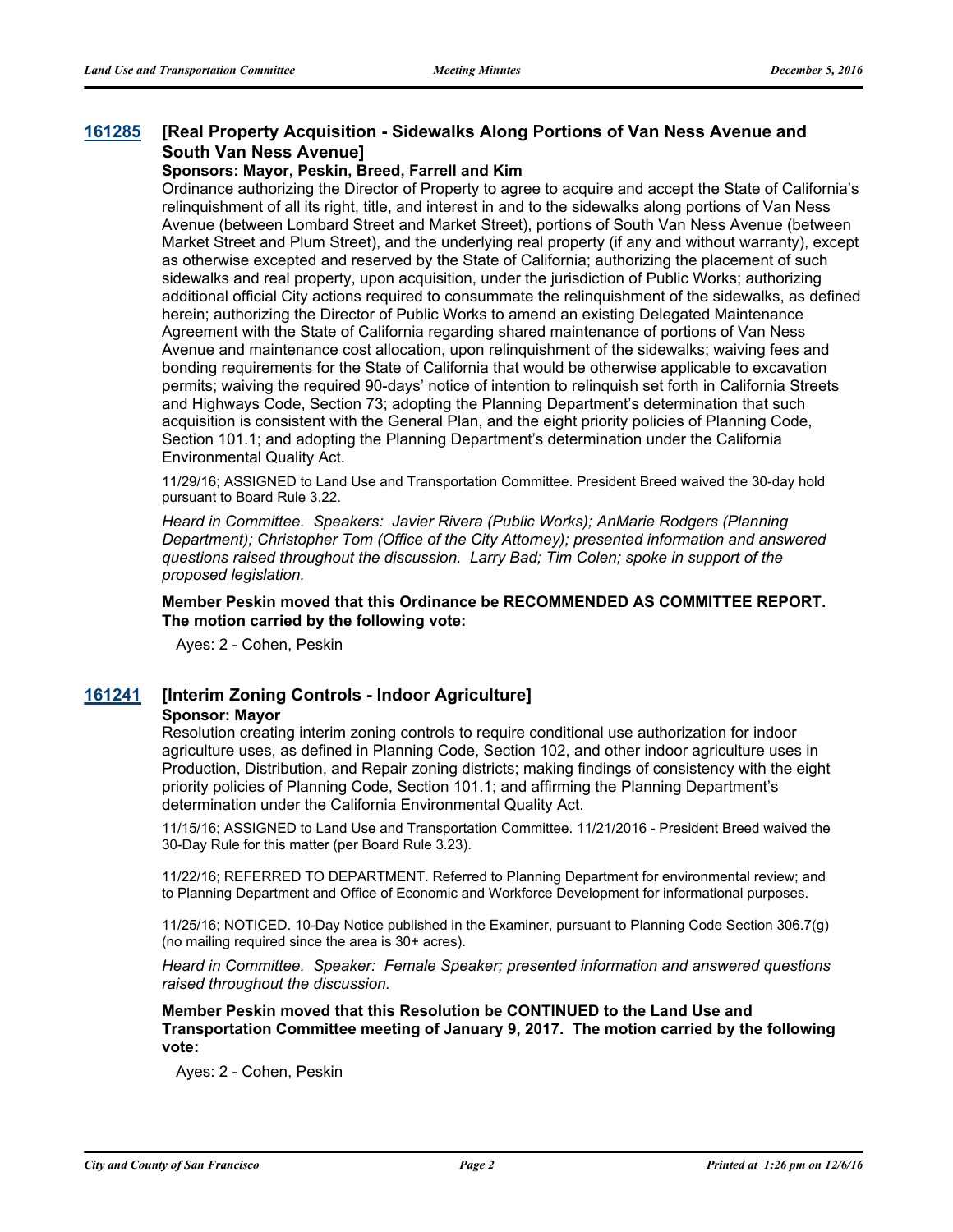## 161285 [Real Property Acquisition - Sidewalks Along Portions of Van Ness Avenue and South Van Ness Avenue]

**Sponsors: Mayor, Peskin, Breed, Farrell and Kim**

Ordinance authorizing the Director of Property to agree to acquire and accept the State of California's relinquishment of all its right, title, and interest in and to the sidewalks along portions of Van Ness Avenue (between Lombard Street and Market Street), portions of South Van Ness Avenue (between Market Street and Plum Street), and the underlying real property (if any and without warranty), except as otherwise excepted and reserved by the State of California; authorizing the placement of such sidewalks and real property, upon acquisition, under the jurisdiction of Public Works; authorizing additional official City actions required to consummate the relinquishment of the sidewalks, as defined herein; authorizing the Director of Public Works to amend an existing Delegated Maintenance Agreement with the State of California regarding shared maintenance of portions of Van Ness Avenue and maintenance cost allocation, upon relinquishment of the sidewalks; waiving fees and bonding requirements for the State of California that would be otherwise applicable to excavation permits; waiving the required 90-days' notice of intention to relinquish set forth in California Streets and Highways Code, Section 73; adopting the Planning Department's determination that such acquisition is consistent with the General Plan, and the eight priority policies of Planning Code, Section 101.1; and adopting the Planning Department's determination under the California Environmental Quality Act.

11/29/16; ASSIGNED to Land Use and Transportation Committee. President Breed waived the 30-day hold pursuant to Board Rule 3.22.

*Heard in Committee. Speakers: Javier Rivera (Public Works); AnMarie Rodgers (Planning Department); Christopher Tom (Office of the City Attorney); presented information and answered questions raised throughout the discussion. Larry Bad; Tim Colen; spoke in support of the proposed legislation.*

**Member Peskin moved that this Ordinance be RECOMMENDED AS COMMITTEE REPORT. The motion carried by the following vote:**

Ayes: 2 - Cohen, Peskin

## 161241 [Interim Zoning Controls - Indoor Agriculture]

**Sponsor: Mayor**

Resolution creating interim zoning controls to require conditional use authorization for indoor agriculture uses, as defined in Planning Code, Section 102, and other indoor agriculture uses in Production, Distribution, and Repair zoning districts; making findings of consistency with the eight priority policies of Planning Code, Section 101.1; and affirming the Planning Department's determination under the California Environmental Quality Act.

11/15/16; ASSIGNED to Land Use and Transportation Committee. 11/21/2016 - President Breed waived the 30-Day Rule for this matter (per Board Rule 3.23).

11/22/16; REFERRED TO DEPARTMENT. Referred to Planning Department for environmental review; and to Planning Department and Office of Economic and Workforce Development for informational purposes.

11/25/16; NOTICED. 10-Day Notice published in the Examiner, pursuant to Planning Code Section 306.7(g) (no mailing required since the area is 30+ acres).

*Heard in Committee. Speaker: Female Speaker; presented information and answered questions raised throughout the discussion.*

**Member Peskin moved that this Resolution be CONTINUED to the Land Use and Transportation Committee meeting of January 9, 2017. The motion carried by the following vote:**

Ayes: 2 - Cohen, Peskin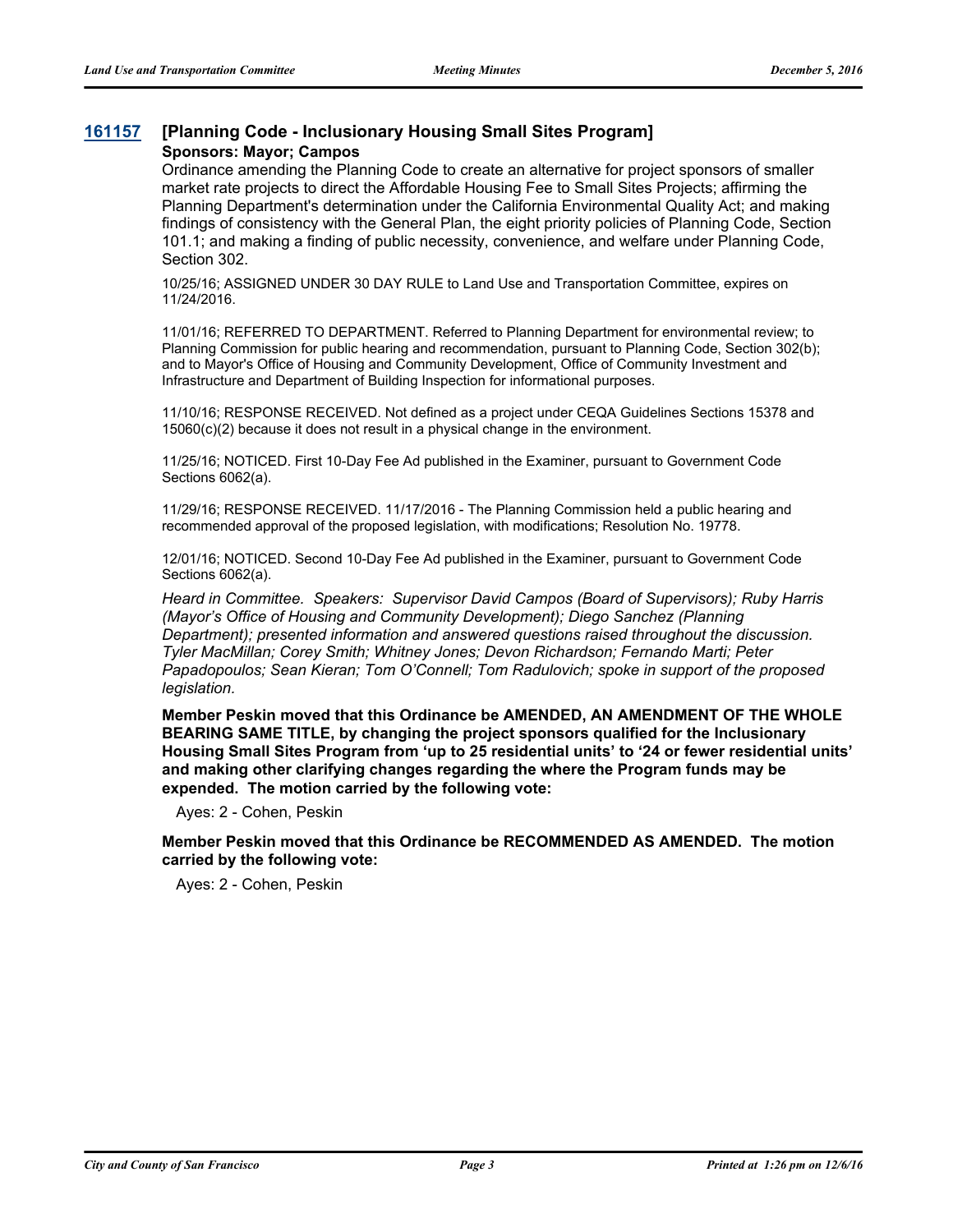## 161157 [Planning Code - Inclusionary Housing Small Sites Program]

**Sponsors: Mayor; Campos**

Ordinance amending the Planning Code to create an alternative for project sponsors of smaller market rate projects to direct the Affordable Housing Fee to Small Sites Projects; affirming the Planning Department's determination under the California Environmental Quality Act; and making findings of consistency with the General Plan, the eight priority policies of Planning Code, Section 101.1; and making a finding of public necessity, convenience, and welfare under Planning Code, Section 302.

10/25/16; ASSIGNED UNDER 30 DAY RULE to Land Use and Transportation Committee, expires on 11/24/2016.

11/01/16; REFERRED TO DEPARTMENT. Referred to Planning Department for environmental review; to Planning Commission for public hearing and recommendation, pursuant to Planning Code, Section 302(b); and to Mayor's Office of Housing and Community Development, Office of Community Investment and Infrastructure and Department of Building Inspection for informational purposes.

11/10/16; RESPONSE RECEIVED. Not defined as a project under CEQA Guidelines Sections 15378 and 15060(c)(2) because it does not result in a physical change in the environment.

11/25/16; NOTICED. First 10-Day Fee Ad published in the Examiner, pursuant to Government Code Sections 6062(a).

11/29/16; RESPONSE RECEIVED. 11/17/2016 - The Planning Commission held a public hearing and recommended approval of the proposed legislation, with modifications; Resolution No. 19778.

12/01/16; NOTICED. Second 10-Day Fee Ad published in the Examiner, pursuant to Government Code Sections 6062(a).

*Heard in Committee. Speakers: Supervisor David Campos (Board of Supervisors); Ruby Harris (Mayor's Office of Housing and Community Development); Diego Sanchez (Planning Department); presented information and answered questions raised throughout the discussion. Tyler MacMillan; Corey Smith; Whitney Jones; Devon Richardson; Fernando Marti; Peter Papadopoulos; Sean Kieran; Tom O'Connell; Tom Radulovich; spoke in support of the proposed legislation.*

**Member Peskin moved that this Ordinance be AMENDED, AN AMENDMENT OF THE WHOLE BEARING SAME TITLE, by changing the project sponsors qualified for the Inclusionary Housing Small Sites Program from 'up to 25 residential units' to '24 or fewer residential units' and making other clarifying changes regarding the where the Program funds may be expended. The motion carried by the following vote:**

Ayes: 2 - Cohen, Peskin

**Member Peskin moved that this Ordinance be RECOMMENDED AS AMENDED. The motion carried by the following vote:**

Ayes: 2 - Cohen, Peskin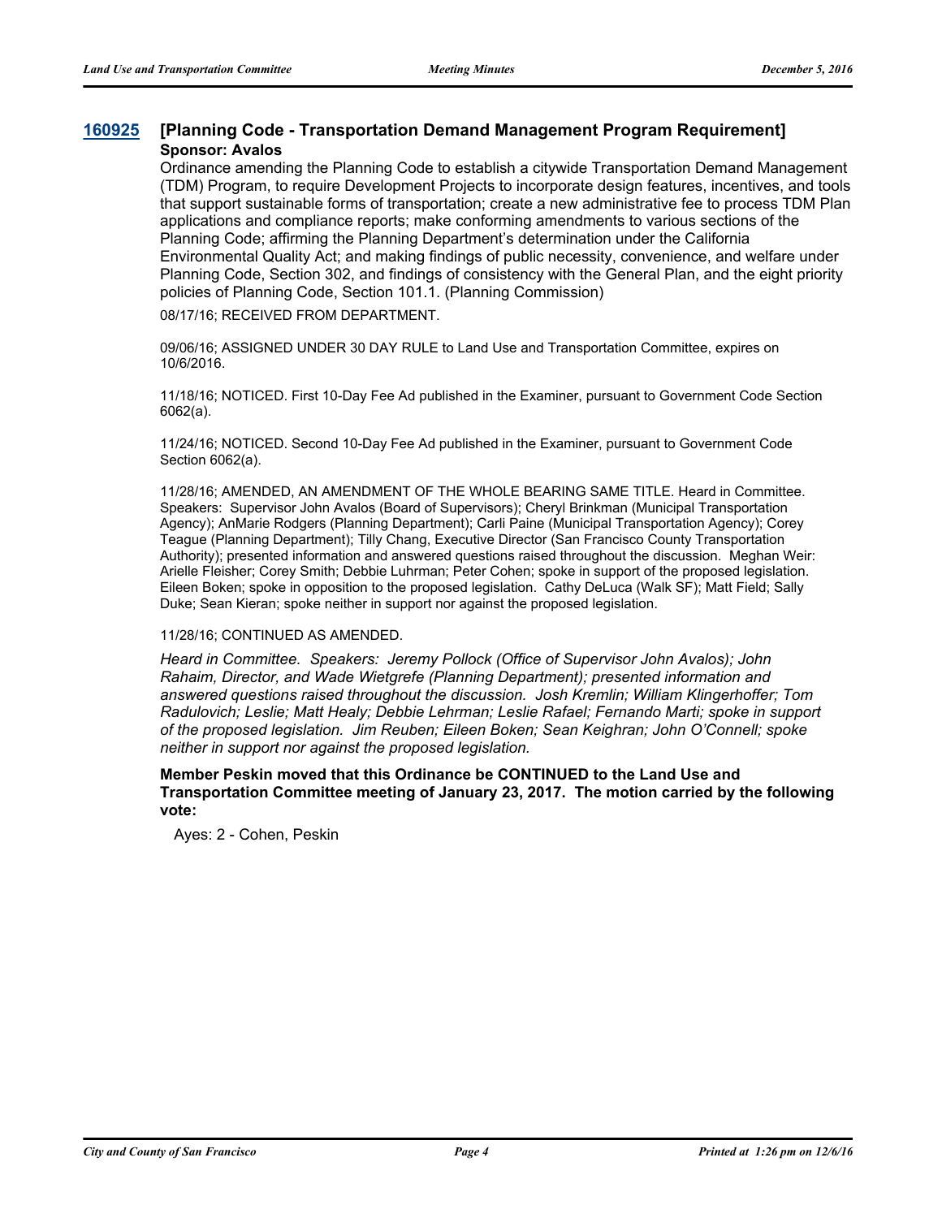## 160925 [Planning Code - Transportation Demand Management Program Requirement]

**Sponsor: Avalos**

Ordinance amending the Planning Code to establish a citywide Transportation Demand Management (TDM) Program, to require Development Projects to incorporate design features, incentives, and tools that support sustainable forms of transportation; create a new administrative fee to process TDM Plan applications and compliance reports; make conforming amendments to various sections of the Planning Code; affirming the Planning Department's determination under the California Environmental Quality Act; and making findings of public necessity, convenience, and welfare under Planning Code, Section 302, and findings of consistency with the General Plan, and the eight priority policies of Planning Code, Section 101.1. (Planning Commission)

08/17/16; RECEIVED FROM DEPARTMENT.

09/06/16; ASSIGNED UNDER 30 DAY RULE to Land Use and Transportation Committee, expires on 10/6/2016.

11/18/16; NOTICED. First 10-Day Fee Ad published in the Examiner, pursuant to Government Code Section 6062(a).

11/24/16; NOTICED. Second 10-Day Fee Ad published in the Examiner, pursuant to Government Code Section 6062(a).

11/28/16; AMENDED, AN AMENDMENT OF THE WHOLE BEARING SAME TITLE. Heard in Committee. Speakers: Supervisor John Avalos (Board of Supervisors); Cheryl Brinkman (Municipal Transportation Agency); AnMarie Rodgers (Planning Department); Carli Paine (Municipal Transportation Agency); Corey Teague (Planning Department); Tilly Chang, Executive Director (San Francisco County Transportation Authority); presented information and answered questions raised throughout the discussion. Meghan Weir: Arielle Fleisher; Corey Smith; Debbie Luhrman; Peter Cohen; spoke in support of the proposed legislation. Eileen Boken; spoke in opposition to the proposed legislation. Cathy DeLuca (Walk SF); Matt Field; Sally Duke; Sean Kieran; spoke neither in support nor against the proposed legislation.

11/28/16; CONTINUED AS AMENDED.

*Heard in Committee. Speakers: Jeremy Pollock (Office of Supervisor John Avalos); John Rahaim, Director, and Wade Wietgrefe (Planning Department); presented information and answered questions raised throughout the discussion. Josh Kremlin; William Klingerhoffer; Tom Radulovich; Leslie; Matt Healy; Debbie Lehrman; Leslie Rafael; Fernando Marti; spoke in support of the proposed legislation. Jim Reuben; Eileen Boken; Sean Keighran; John O'Connell; spoke neither in support nor against the proposed legislation.*

**Member Peskin moved that this Ordinance be CONTINUED to the Land Use and Transportation Committee meeting of January 23, 2017. The motion carried by the following vote:**

Ayes: 2 - Cohen, Peskin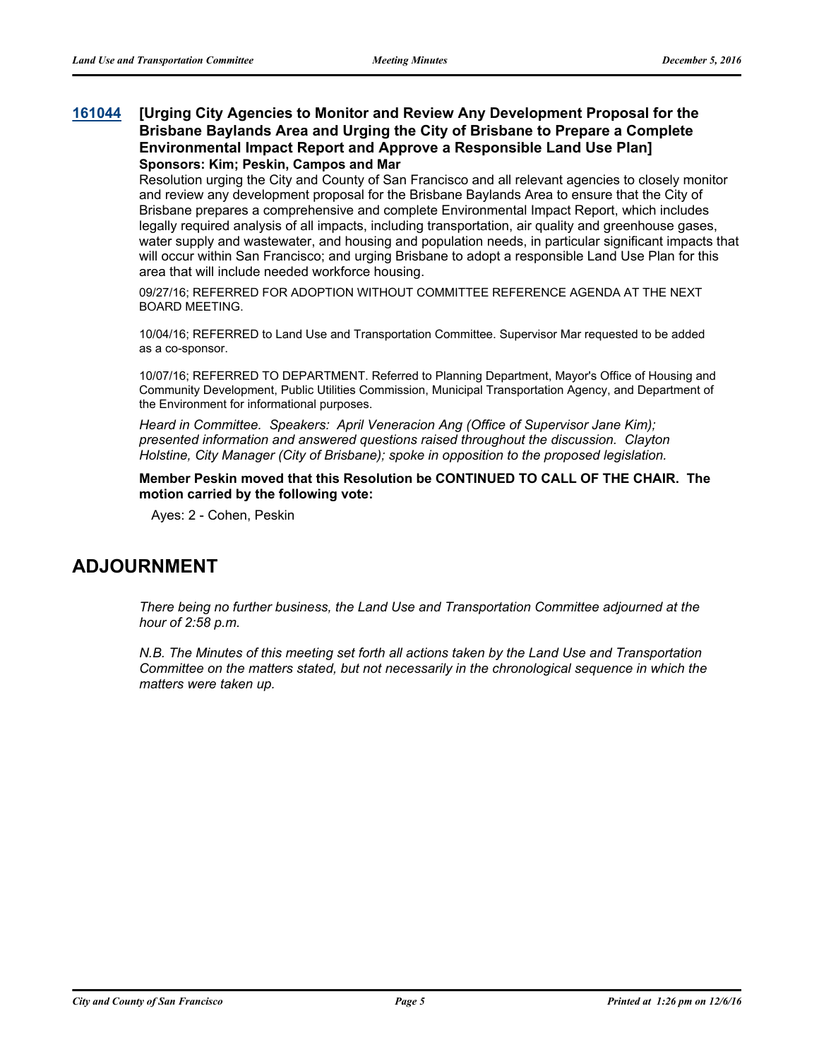**161044** **[Urging City Agencies to Monitor and Review Any Development Proposal for the Brisbane Baylands Area and Urging the City of Brisbane to Prepare a Complete Environmental Impact Report and Approve a Responsible Land Use Plan]**

**Sponsors: Kim; Peskin, Campos and Mar**

Resolution urging the City and County of San Francisco and all relevant agencies to closely monitor and review any development proposal for the Brisbane Baylands Area to ensure that the City of Brisbane prepares a comprehensive and complete Environmental Impact Report, which includes legally required analysis of all impacts, including transportation, air quality and greenhouse gases, water supply and wastewater, and housing and population needs, in particular significant impacts that will occur within San Francisco; and urging Brisbane to adopt a responsible Land Use Plan for this area that will include needed workforce housing.

09/27/16; REFERRED FOR ADOPTION WITHOUT COMMITTEE REFERENCE AGENDA AT THE NEXT BOARD MEETING.

10/04/16; REFERRED to Land Use and Transportation Committee. Supervisor Mar requested to be added as a co-sponsor.

10/07/16; REFERRED TO DEPARTMENT. Referred to Planning Department, Mayor's Office of Housing and Community Development, Public Utilities Commission, Municipal Transportation Agency, and Department of the Environment for informational purposes.

*Heard in Committee. Speakers: April Veneracion Ang (Office of Supervisor Jane Kim); presented information and answered questions raised throughout the discussion. Clayton Holstine, City Manager (City of Brisbane); spoke in opposition to the proposed legislation.*

**Member Peskin moved that this Resolution be CONTINUED TO CALL OF THE CHAIR. The motion carried by the following vote:**

Ayes: 2 - Cohen, Peskin

# ADJOURNMENT

*There being no further business, the Land Use and Transportation Committee adjourned at the hour of 2:58 p.m.*

*N.B. The Minutes of this meeting set forth all actions taken by the Land Use and Transportation Committee on the matters stated, but not necessarily in the chronological sequence in which the matters were taken up.*